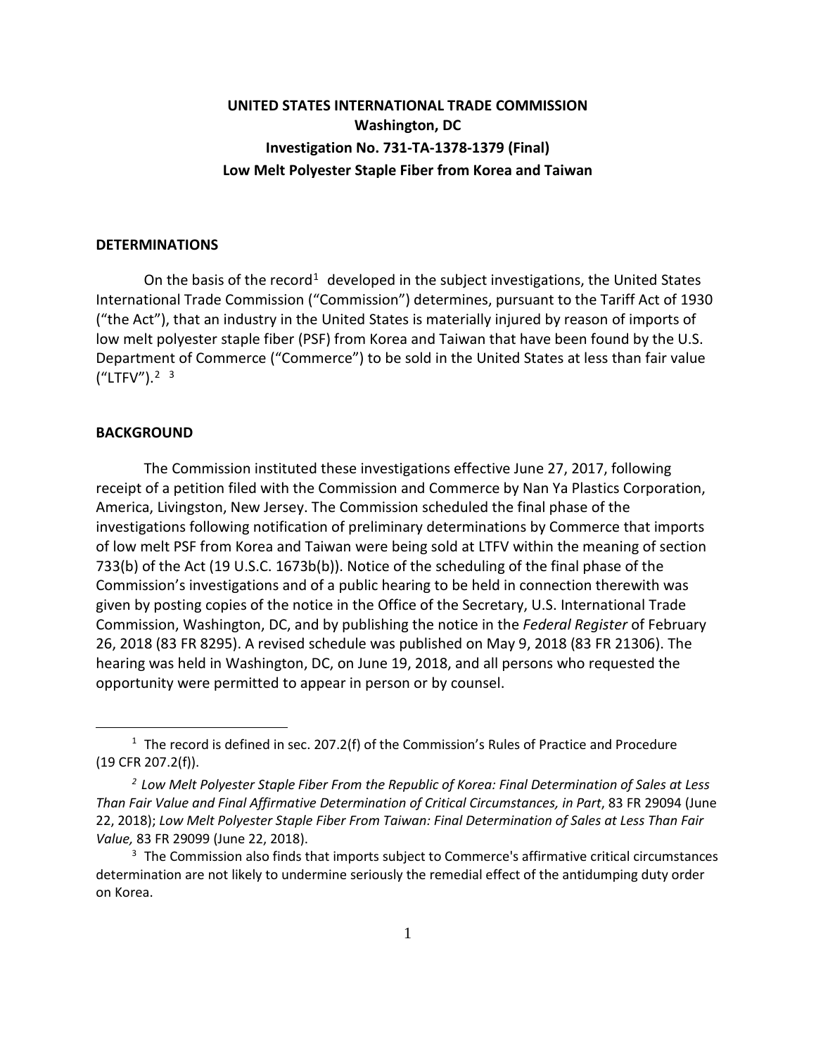**UNITED STATES INTERNATIONAL TRADE COMMISSION**
**Washington, DC**
**Investigation No. 731-TA-1378-1379 (Final)**
**Low Melt Polyester Staple Fiber from Korea and Taiwan**

## DETERMINATIONS

On the basis of the record[1] developed in the subject investigations, the United States International Trade Commission ("Commission") determines, pursuant to the Tariff Act of 1930 ("the Act"), that an industry in the United States is materially injured by reason of imports of low melt polyester staple fiber (PSF) from Korea and Taiwan that have been found by the U.S. Department of Commerce ("Commerce") to be sold in the United States at less than fair value ("LTFV").[2] [3]

## BACKGROUND

The Commission instituted these investigations effective June 27, 2017, following receipt of a petition filed with the Commission and Commerce by Nan Ya Plastics Corporation, America, Livingston, New Jersey. The Commission scheduled the final phase of the investigations following notification of preliminary determinations by Commerce that imports of low melt PSF from Korea and Taiwan were being sold at LTFV within the meaning of section 733(b) of the Act (19 U.S.C. 1673b(b)). Notice of the scheduling of the final phase of the Commission's investigations and of a public hearing to be held in connection therewith was given by posting copies of the notice in the Office of the Secretary, U.S. International Trade Commission, Washington, DC, and by publishing the notice in the *Federal Register* of February 26, 2018 (83 FR 8295). A revised schedule was published on May 9, 2018 (83 FR 21306). The hearing was held in Washington, DC, on June 19, 2018, and all persons who requested the opportunity were permitted to appear in person or by counsel.

---

[1] The record is defined in sec. 207.2(f) of the Commission's Rules of Practice and Procedure (19 CFR 207.2(f)).

[2] *Low Melt Polyester Staple Fiber From the Republic of Korea: Final Determination of Sales at Less Than Fair Value and Final Affirmative Determination of Critical Circumstances, in Part*, 83 FR 29094 (June 22, 2018); *Low Melt Polyester Staple Fiber From Taiwan: Final Determination of Sales at Less Than Fair Value,* 83 FR 29099 (June 22, 2018).

[3] The Commission also finds that imports subject to Commerce's affirmative critical circumstances determination are not likely to undermine seriously the remedial effect of the antidumping duty order on Korea.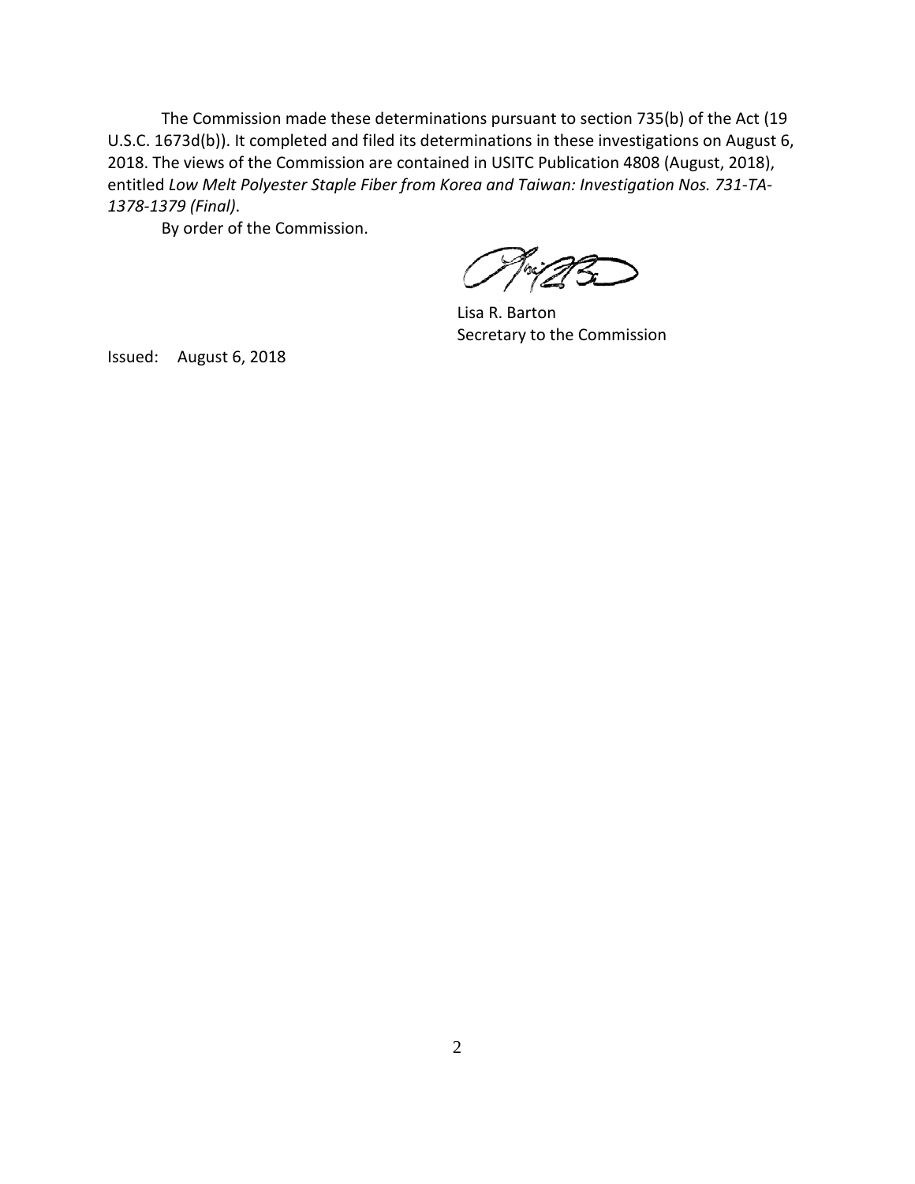The Commission made these determinations pursuant to section 735(b) of the Act (19 U.S.C. 1673d(b)). It completed and filed its determinations in these investigations on August 6, 2018. The views of the Commission are contained in USITC Publication 4808 (August, 2018), entitled *Low Melt Polyester Staple Fiber from Korea and Taiwan: Investigation Nos. 731-TA-1378-1379 (Final)*.

By order of the Commission.

Lisa R. Barton
Secretary to the Commission

Issued: August 6, 2018